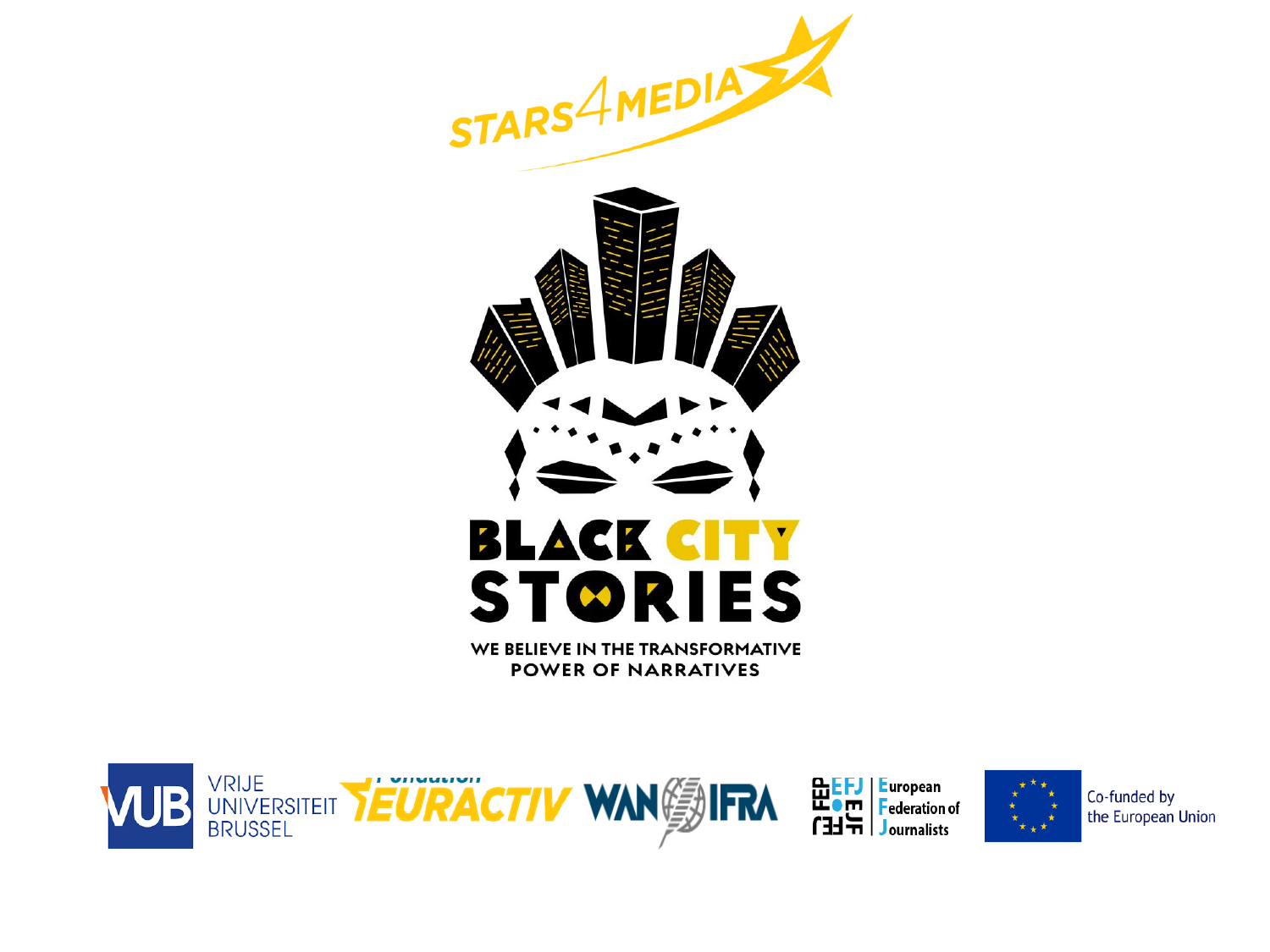STARS4MEDIA

# BLACK CITY STORIES

WE BELIEVE IN THE TRANSFORMATIVE POWER OF NARRATIVES

VUB VRIJE UNIVERSITEIT BRUSSEL

Fondation EURACTIV

WAN IFRA

EFJ European Federation of Journalists

Co-funded by the European Union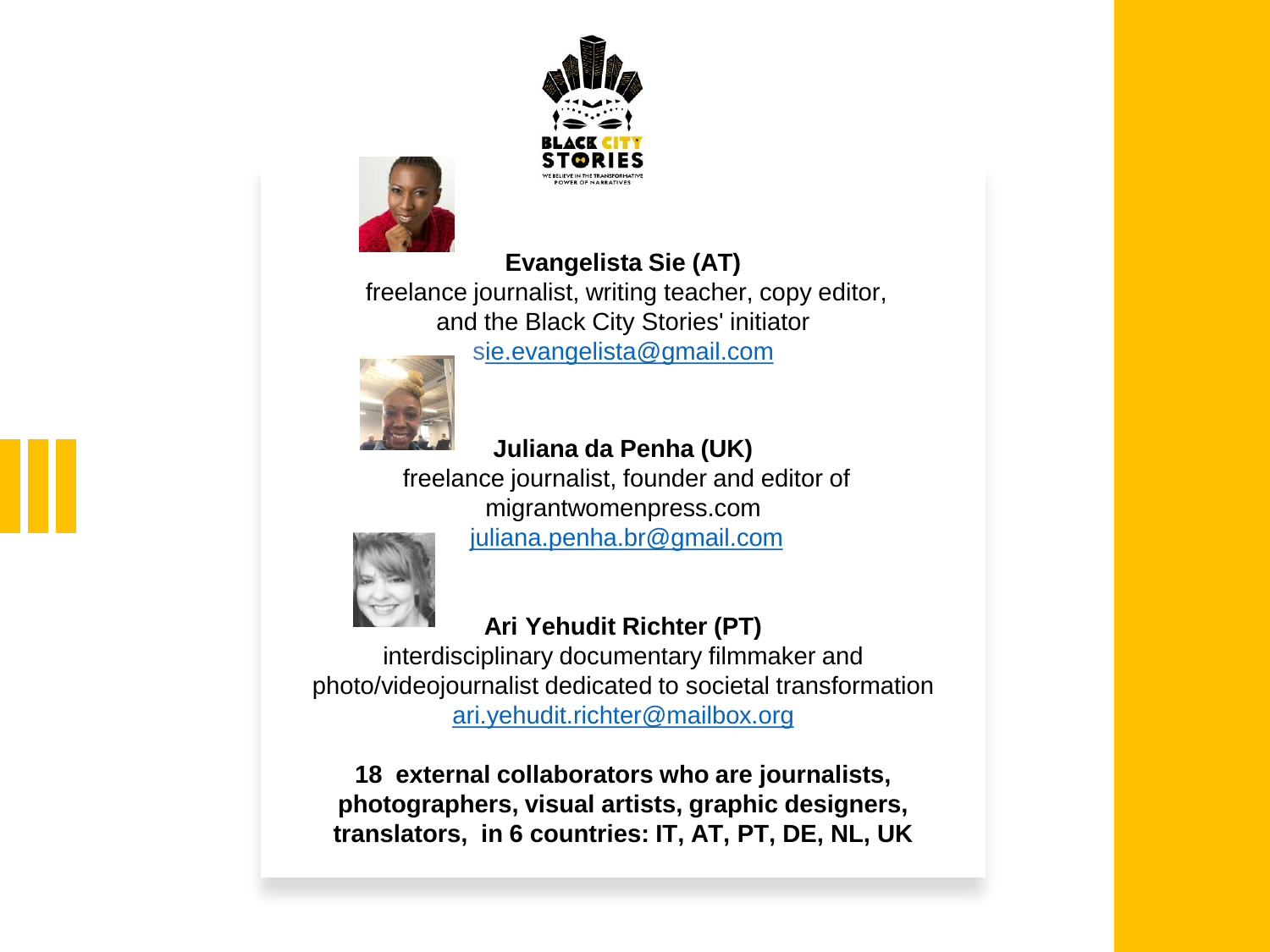**Evangelista Sie (AT)**
freelance journalist, writing teacher, copy editor, and the Black City Stories' initiator
sie.evangelista@gmail.com

**Juliana da Penha (UK)**
freelance journalist, founder and editor of migrantwomenpress.com
juliana.penha.br@gmail.com

**Ari Yehudit Richter (PT)**
interdisciplinary documentary filmmaker and photo/videojournalist dedicated to societal transformation
ari.yehudit.richter@mailbox.org

**18 external collaborators who are journalists, photographers, visual artists, graphic designers, translators, in 6 countries: IT, AT, PT, DE, NL, UK**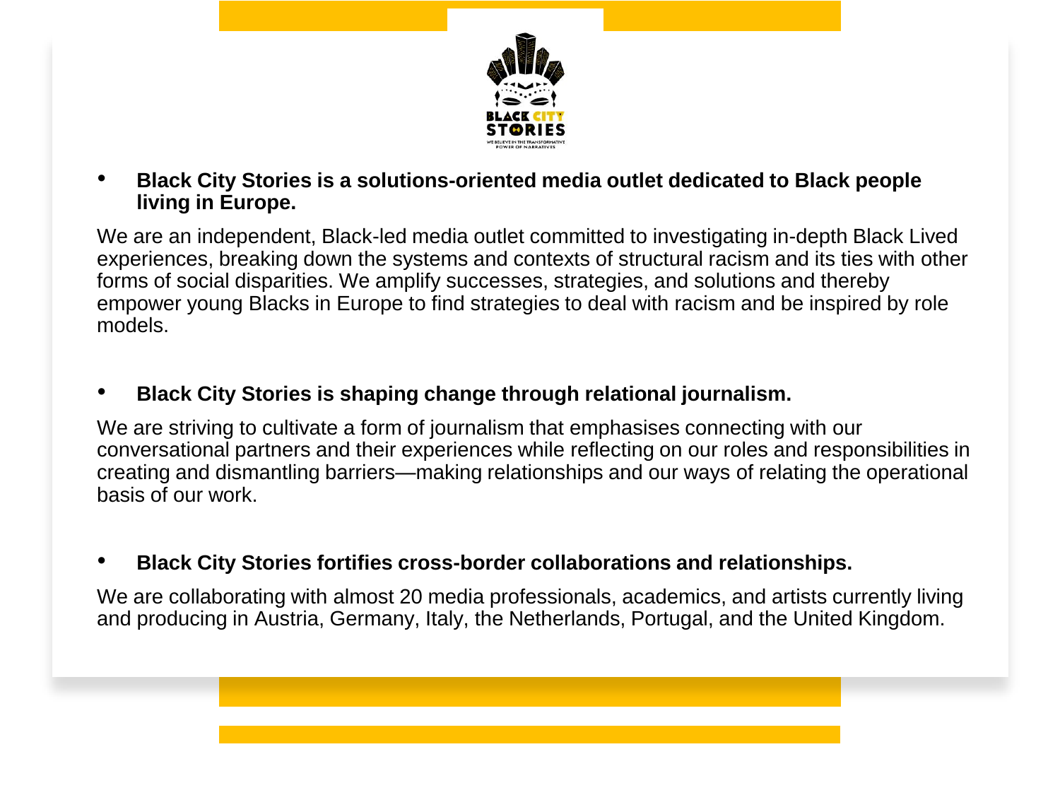- **Black City Stories is a solutions-oriented media outlet dedicated to Black people living in Europe.**

We are an independent, Black-led media outlet committed to investigating in-depth Black Lived experiences, breaking down the systems and contexts of structural racism and its ties with other forms of social disparities. We amplify successes, strategies, and solutions and thereby empower young Blacks in Europe to find strategies to deal with racism and be inspired by role models.

- **Black City Stories is shaping change through relational journalism.**

We are striving to cultivate a form of journalism that emphasises connecting with our conversational partners and their experiences while reflecting on our roles and responsibilities in creating and dismantling barriers—making relationships and our ways of relating the operational basis of our work.

- **Black City Stories fortifies cross-border collaborations and relationships.**

We are collaborating with almost 20 media professionals, academics, and artists currently living and producing in Austria, Germany, Italy, the Netherlands, Portugal, and the United Kingdom.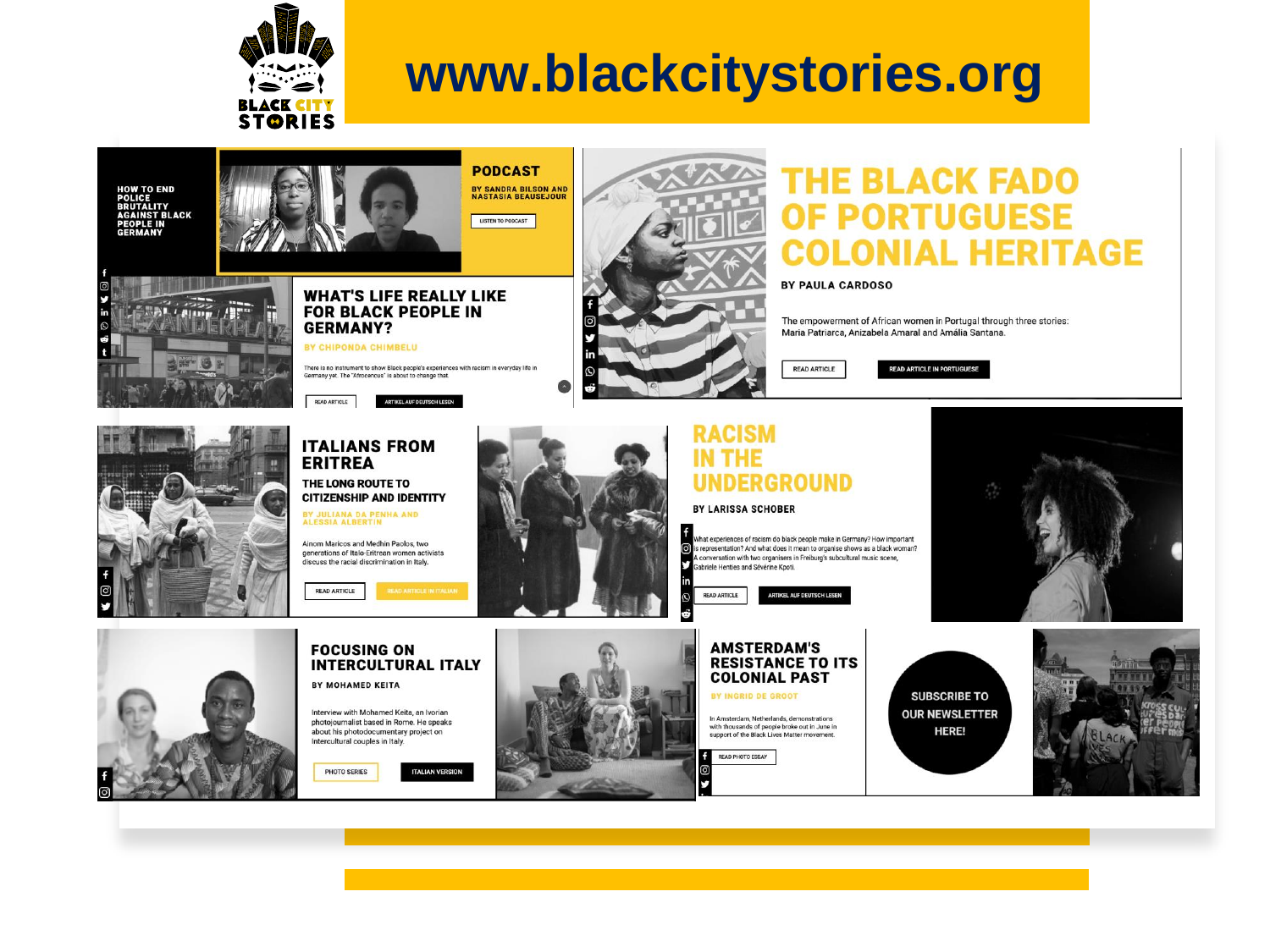# www.blackcitystories.org

BLACK CITY STORIES

HOW TO END POLICE BRUTALITY AGAINST BLACK PEOPLE IN GERMANY

## PODCAST

BY SANDRA BILSON AND NASTASIA BEAUSEJOUR

LISTEN TO PODCAST

## WHAT'S LIFE REALLY LIKE FOR BLACK PEOPLE IN GERMANY?

BY CHIPONDA CHIMBELU

There is no instrument to show Black people's experiences with racism in everyday life in Germany yet. The "Afrocensus" is about to change that.

READ ARTICLE | ARTIKEL AUF DEUTSCH LESEN

## THE BLACK FADO OF PORTUGUESE COLONIAL HERITAGE

BY PAULA CARDOSO

The empowerment of African women in Portugal through three stories: Maria Patriarca, Anizabela Amaral and Amália Santana.

READ ARTICLE | READ ARTICLE IN PORTUGUESE

## ITALIANS FROM ERITREA

### THE LONG ROUTE TO CITIZENSHIP AND IDENTITY

BY JULIANA DA PENHA AND ALESSIA ALBERTIN

Ainom Maricos and Medhin Paolos, two generations of Italo-Eritrean women activists discuss the racial discrimination in Italy.

READ ARTICLE | READ ARTICLE IN ITALIAN

## RACISM IN THE UNDERGROUND

BY LARISSA SCHOBER

What experiences of racism do black people make in Germany? How important is representation? And what does it mean to organise shows as a black woman? A conversation with two organisers in Freiburg's subcultural music scene, Gabriele Henties and Séverine Kpoti.

READ ARTICLE | ARTIKEL AUF DEUTSCH LESEN

## FOCUSING ON INTERCULTURAL ITALY

BY MOHAMED KEITA

Interview with Mohamed Keita, an Ivorian photojournalist based in Rome. He speaks about his photodocumentary project on intercultural couples in Italy.

PHOTO SERIES | ITALIAN VERSION

## AMSTERDAM'S RESISTANCE TO ITS COLONIAL PAST

BY INGRID DE GROOT

In Amsterdam, Netherlands, demonstrations with thousands of people broke out in June in support of the Black Lives Matter movement.

READ PHOTO ESSAY

SUBSCRIBE TO OUR NEWSLETTER HERE!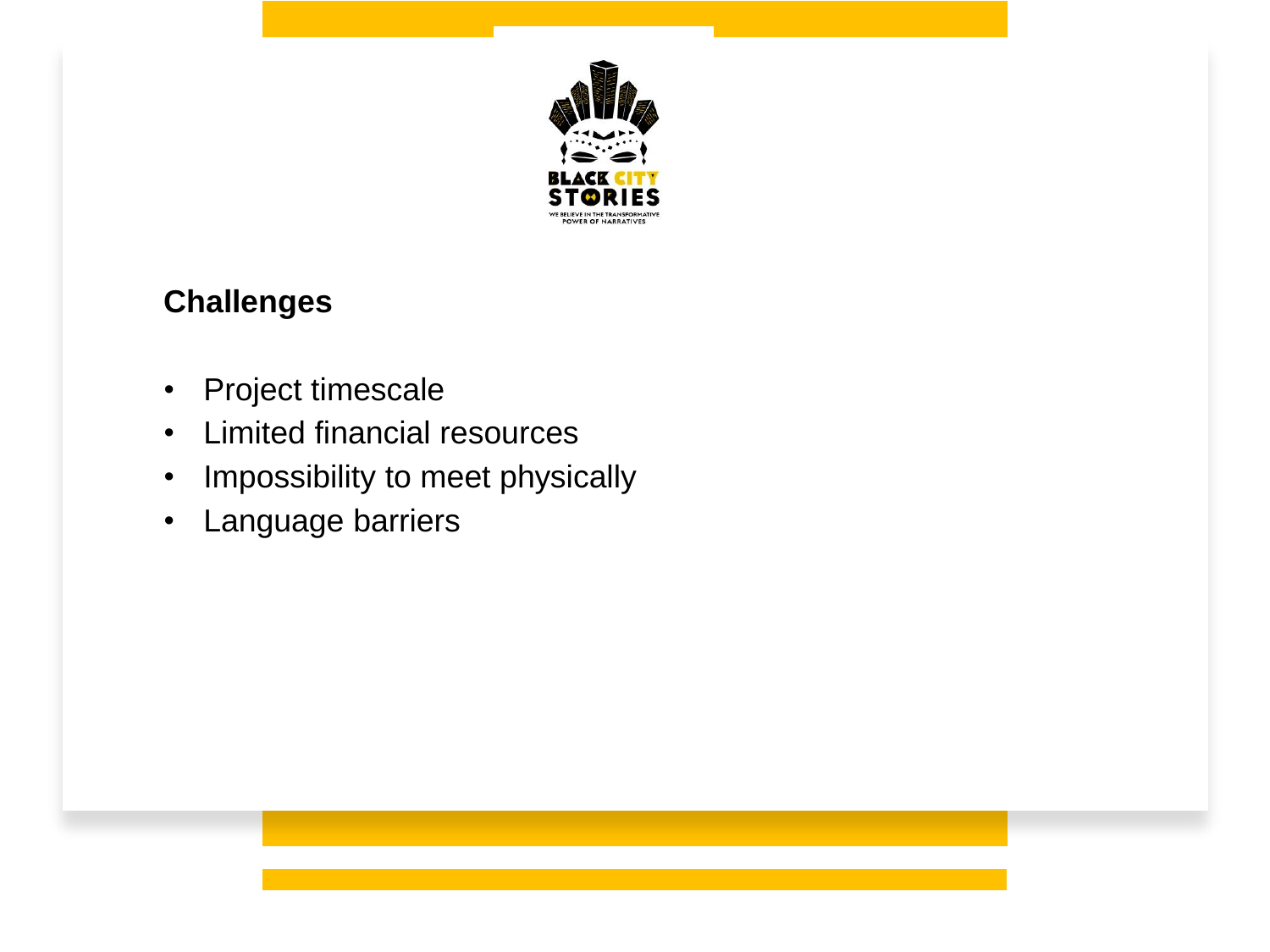## Challenges

- Project timescale
- Limited financial resources
- Impossibility to meet physically
- Language barriers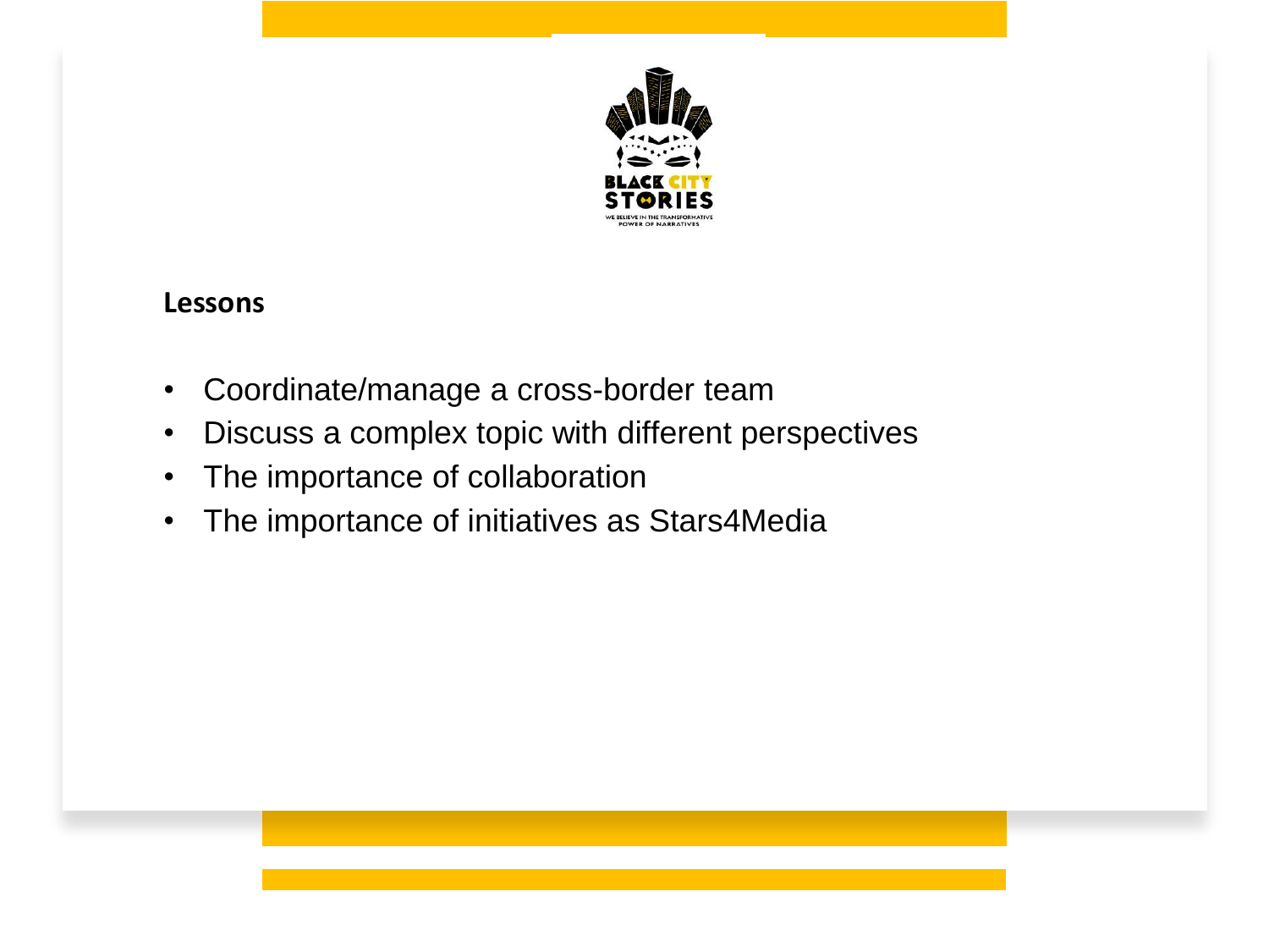**Lessons**

- Coordinate/manage a cross-border team
- Discuss a complex topic with different perspectives
- The importance of collaboration
- The importance of initiatives as Stars4Media